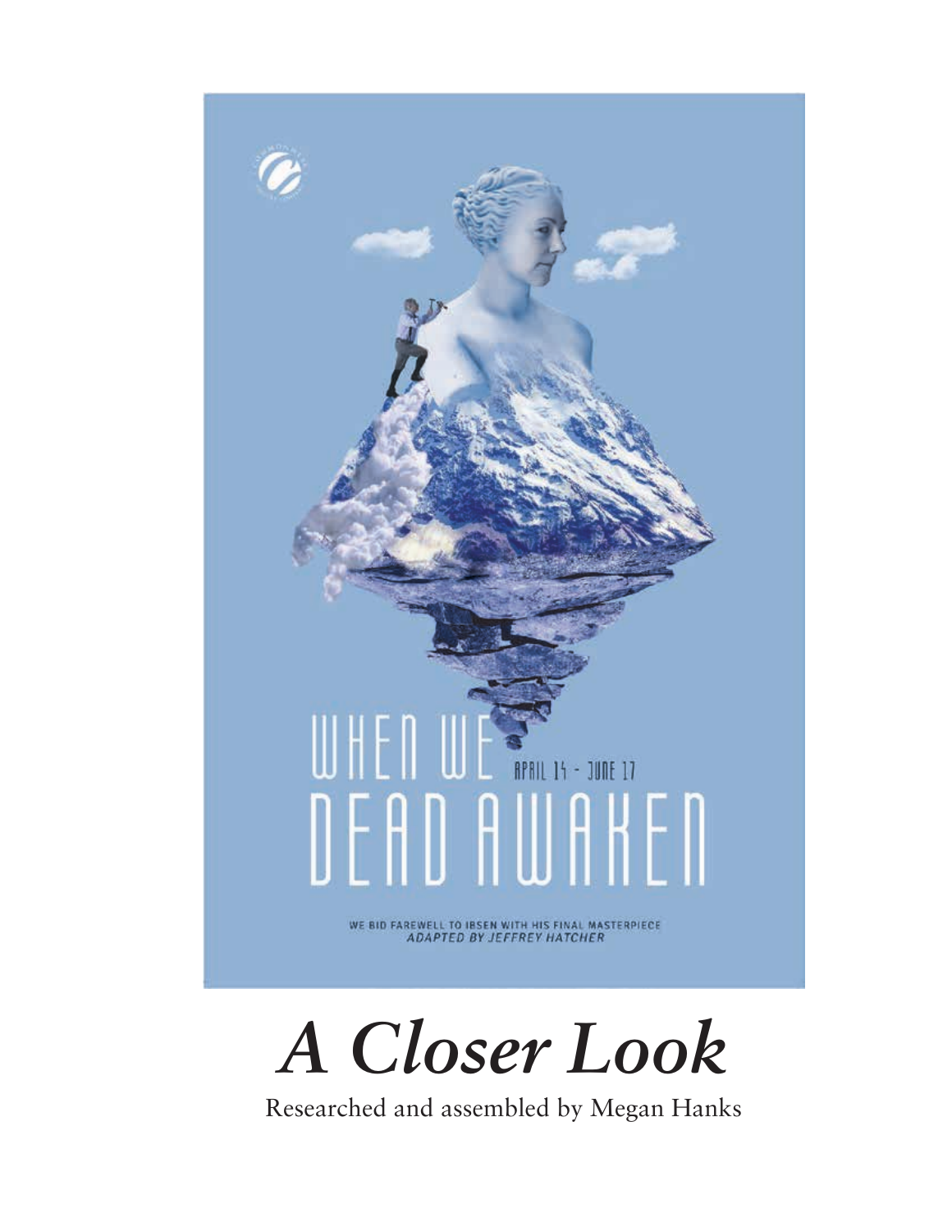WHEN WE DEAD AWAKEN

APRIL 14 - JUNE 17

WE BID FAREWELL TO IBSEN WITH HIS FINAL MASTERPIECE
*ADAPTED BY JEFFREY HATCHER*

# *A Closer Look*

Researched and assembled by Megan Hanks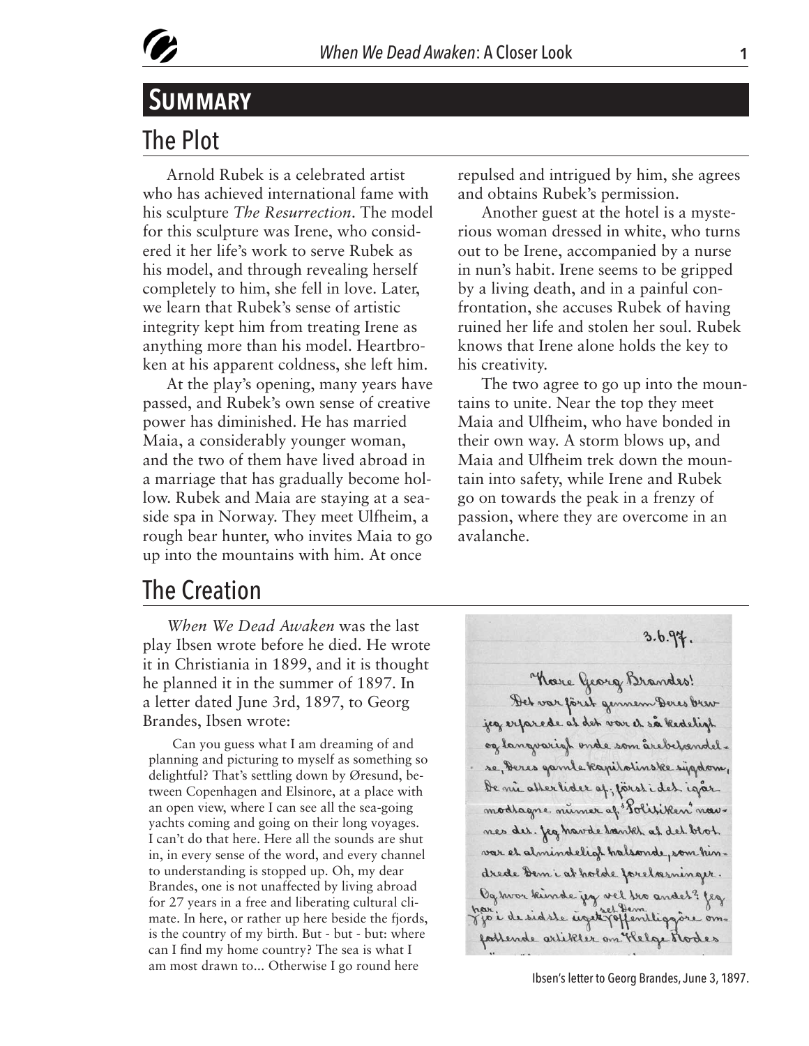# Summary

## The Plot

Arnold Rubek is a celebrated artist who has achieved international fame with his sculpture *The Resurrection*. The model for this sculpture was Irene, who considered it her life's work to serve Rubek as his model, and through revealing herself completely to him, she fell in love. Later, we learn that Rubek's sense of artistic integrity kept him from treating Irene as anything more than his model. Heartbroken at his apparent coldness, she left him.

At the play's opening, many years have passed, and Rubek's own sense of creative power has diminished. He has married Maia, a considerably younger woman, and the two of them have lived abroad in a marriage that has gradually become hollow. Rubek and Maia are staying at a seaside spa in Norway. They meet Ulfheim, a rough bear hunter, who invites Maia to go up into the mountains with him. At once repulsed and intrigued by him, she agrees and obtains Rubek's permission.

Another guest at the hotel is a mysterious woman dressed in white, who turns out to be Irene, accompanied by a nurse in nun's habit. Irene seems to be gripped by a living death, and in a painful confrontation, she accuses Rubek of having ruined her life and stolen her soul. Rubek knows that Irene alone holds the key to his creativity.

The two agree to go up into the mountains to unite. Near the top they meet Maia and Ulfheim, who have bonded in their own way. A storm blows up, and Maia and Ulfheim trek down the mountain into safety, while Irene and Rubek go on towards the peak in a frenzy of passion, where they are overcome in an avalanche.

## The Creation

*When We Dead Awaken* was the last play Ibsen wrote before he died. He wrote it in Christiania in 1899, and it is thought he planned it in the summer of 1897. In a letter dated June 3rd, 1897, to Georg Brandes, Ibsen wrote:

> Can you guess what I am dreaming of and planning and picturing to myself as something so delightful? That's settling down by Øresund, between Copenhagen and Elsinore, at a place with an open view, where I can see all the sea-going yachts coming and going on their long voyages. I can't do that here. Here all the sounds are shut in, in every sense of the word, and every channel to understanding is stopped up. Oh, my dear Brandes, one is not unaffected by living abroad for 27 years in a free and liberating cultural climate. In here, or rather up here beside the fjords, is the country of my birth. But - but - but: where can I find my home country? The sea is what I am most drawn to... Otherwise I go round here

Ibsen's letter to Georg Brandes, June 3, 1897.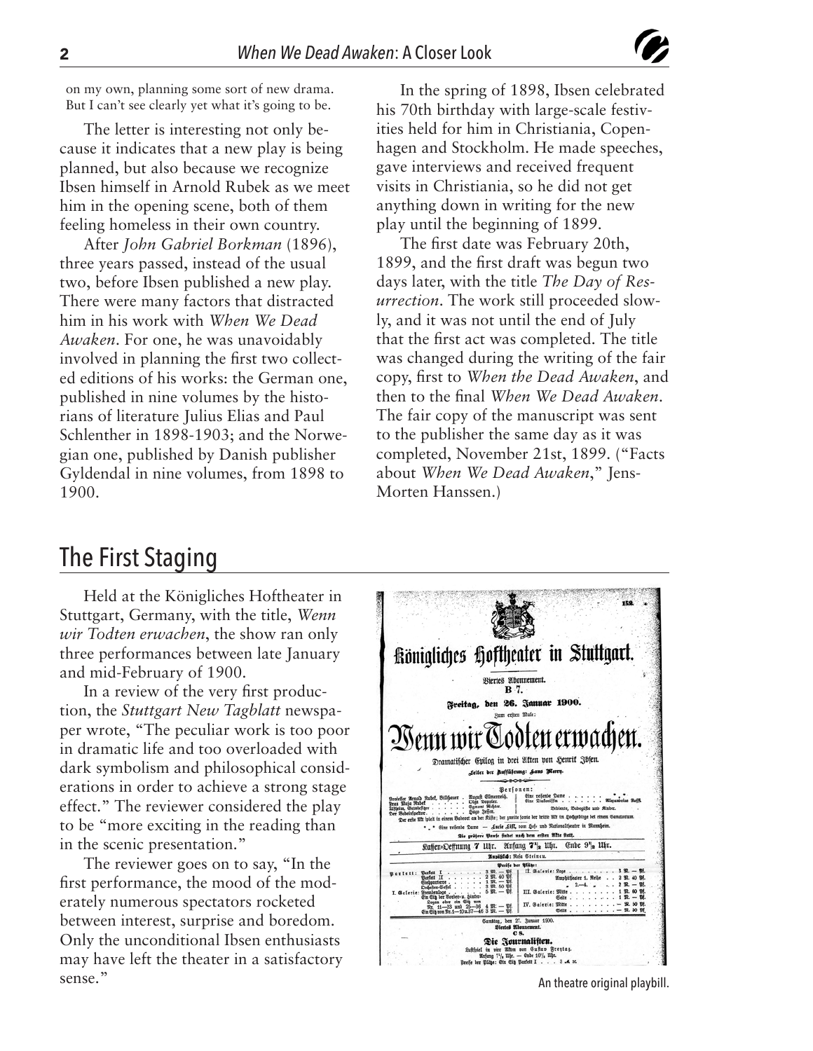on my own, planning some sort of new drama. But I can't see clearly yet what it's going to be.

The letter is interesting not only because it indicates that a new play is being planned, but also because we recognize Ibsen himself in Arnold Rubek as we meet him in the opening scene, both of them feeling homeless in their own country.

After *John Gabriel Borkman* (1896), three years passed, instead of the usual two, before Ibsen published a new play. There were many factors that distracted him in his work with *When We Dead Awaken*. For one, he was unavoidably involved in planning the first two collected editions of his works: the German one, published in nine volumes by the historians of literature Julius Elias and Paul Schlenther in 1898-1903; and the Norwegian one, published by Danish publisher Gyldendal in nine volumes, from 1898 to 1900.

In the spring of 1898, Ibsen celebrated his 70th birthday with large-scale festivities held for him in Christiania, Copenhagen and Stockholm. He made speeches, gave interviews and received frequent visits in Christiania, so he did not get anything down in writing for the new play until the beginning of 1899.

The first date was February 20th, 1899, and the first draft was begun two days later, with the title *The Day of Resurrection*. The work still proceeded slowly, and it was not until the end of July that the first act was completed. The title was changed during the writing of the fair copy, first to *When the Dead Awaken*, and then to the final *When We Dead Awaken*. The fair copy of the manuscript was sent to the publisher the same day as it was completed, November 21st, 1899. ("Facts about *When We Dead Awaken*," Jens-Morten Hanssen.)

## The First Staging

Held at the Königliches Hoftheater in Stuttgart, Germany, with the title, *Wenn wir Todten erwachen*, the show ran only three performances between late January and mid-February of 1900.

In a review of the very first production, the *Stuttgart New Tagblatt* newspaper wrote, "The peculiar work is too poor in dramatic life and too overloaded with dark symbolism and philosophical considerations in order to achieve a strong stage effect." The reviewer considered the play to be "more exciting in the reading than in the scenic presentation."

The reviewer goes on to say, "In the first performance, the mood of the moderately numerous spectators rocketed between interest, surprise and boredom. Only the unconditional Ibsen enthusiasts may have left the theater in a satisfactory sense."

An theatre original playbill.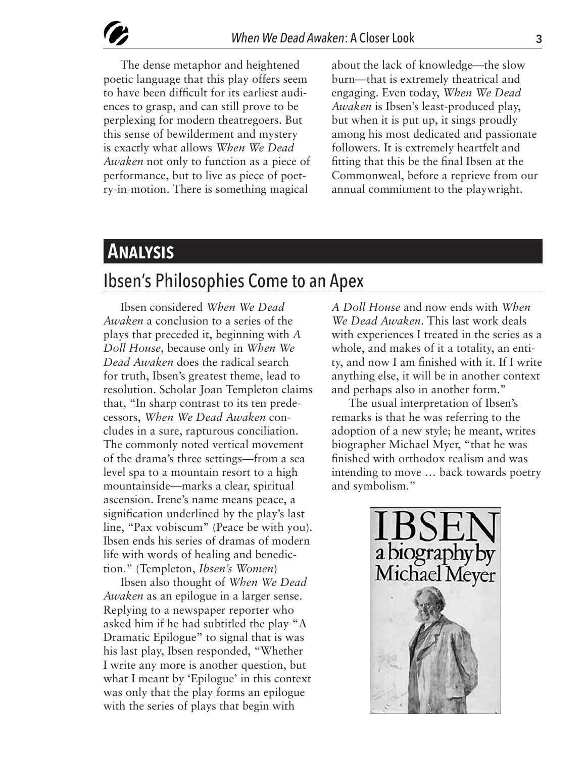The dense metaphor and heightened poetic language that this play offers seem to have been difficult for its earliest audiences to grasp, and can still prove to be perplexing for modern theatregoers. But this sense of bewilderment and mystery is exactly what allows *When We Dead Awaken* not only to function as a piece of performance, but to live as piece of poetry-in-motion. There is something magical about the lack of knowledge—the slow burn—that is extremely theatrical and engaging. Even today, *When We Dead Awaken* is Ibsen's least-produced play, but when it is put up, it sings proudly among his most dedicated and passionate followers. It is extremely heartfelt and fitting that this be the final Ibsen at the Commonweal, before a reprieve from our annual commitment to the playwright.

# Analysis

## Ibsen's Philosophies Come to an Apex

Ibsen considered *When We Dead Awaken* a conclusion to a series of the plays that preceded it, beginning with *A Doll House*, because only in *When We Dead Awaken* does the radical search for truth, Ibsen's greatest theme, lead to resolution. Scholar Joan Templeton claims that, "In sharp contrast to its ten predecessors, *When We Dead Awaken* concludes in a sure, rapturous conciliation. The commonly noted vertical movement of the drama's three settings—from a sea level spa to a mountain resort to a high mountainside—marks a clear, spiritual ascension. Irene's name means peace, a signification underlined by the play's last line, "Pax vobiscum" (Peace be with you). Ibsen ends his series of dramas of modern life with words of healing and benediction." (Templeton, *Ibsen's Women*)

Ibsen also thought of *When We Dead Awaken* as an epilogue in a larger sense. Replying to a newspaper reporter who asked him if he had subtitled the play "A Dramatic Epilogue" to signal that is was his last play, Ibsen responded, "Whether I write any more is another question, but what I meant by 'Epilogue' in this context was only that the play forms an epilogue with the series of plays that begin with *A Doll House* and now ends with *When We Dead Awaken*. This last work deals with experiences I treated in the series as a whole, and makes of it a totality, an entity, and now I am finished with it. If I write anything else, it will be in another context and perhaps also in another form."

The usual interpretation of Ibsen's remarks is that he was referring to the adoption of a new style; he meant, writes biographer Michael Myer, "that he was finished with orthodox realism and was intending to move … back towards poetry and symbolism."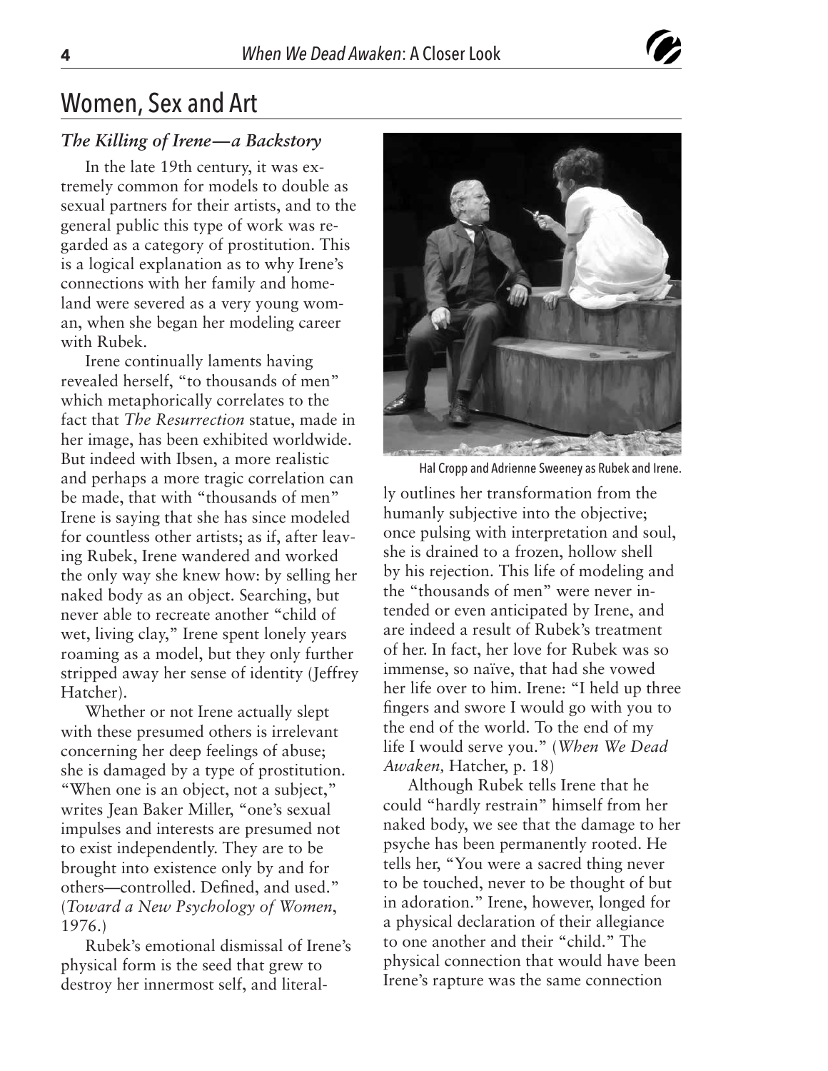## Women, Sex and Art

### *The Killing of Irene—a Backstory*

In the late 19th century, it was extremely common for models to double as sexual partners for their artists, and to the general public this type of work was regarded as a category of prostitution. This is a logical explanation as to why Irene's connections with her family and homeland were severed as a very young woman, when she began her modeling career with Rubek.

Irene continually laments having revealed herself, "to thousands of men" which metaphorically correlates to the fact that *The Resurrection* statue, made in her image, has been exhibited worldwide. But indeed with Ibsen, a more realistic and perhaps a more tragic correlation can be made, that with "thousands of men" Irene is saying that she has since modeled for countless other artists; as if, after leaving Rubek, Irene wandered and worked the only way she knew how: by selling her naked body as an object. Searching, but never able to recreate another "child of wet, living clay," Irene spent lonely years roaming as a model, but they only further stripped away her sense of identity (Jeffrey Hatcher).

Whether or not Irene actually slept with these presumed others is irrelevant concerning her deep feelings of abuse; she is damaged by a type of prostitution. "When one is an object, not a subject," writes Jean Baker Miller, "one's sexual impulses and interests are presumed not to exist independently. They are to be brought into existence only by and for others—controlled. Defined, and used." (*Toward a New Psychology of Women*, 1976.)

Rubek's emotional dismissal of Irene's physical form is the seed that grew to destroy her innermost self, and literally outlines her transformation from the humanly subjective into the objective; once pulsing with interpretation and soul, she is drained to a frozen, hollow shell by his rejection. This life of modeling and the "thousands of men" were never intended or even anticipated by Irene, and are indeed a result of Rubek's treatment of her. In fact, her love for Rubek was so immense, so naïve, that had she vowed her life over to him. Irene: "I held up three fingers and swore I would go with you to the end of the world. To the end of my life I would serve you." (*When We Dead Awaken,* Hatcher, p. 18)

Hal Cropp and Adrienne Sweeney as Rubek and Irene.

Although Rubek tells Irene that he could "hardly restrain" himself from her naked body, we see that the damage to her psyche has been permanently rooted. He tells her, "You were a sacred thing never to be touched, never to be thought of but in adoration." Irene, however, longed for a physical declaration of their allegiance to one another and their "child." The physical connection that would have been Irene's rapture was the same connection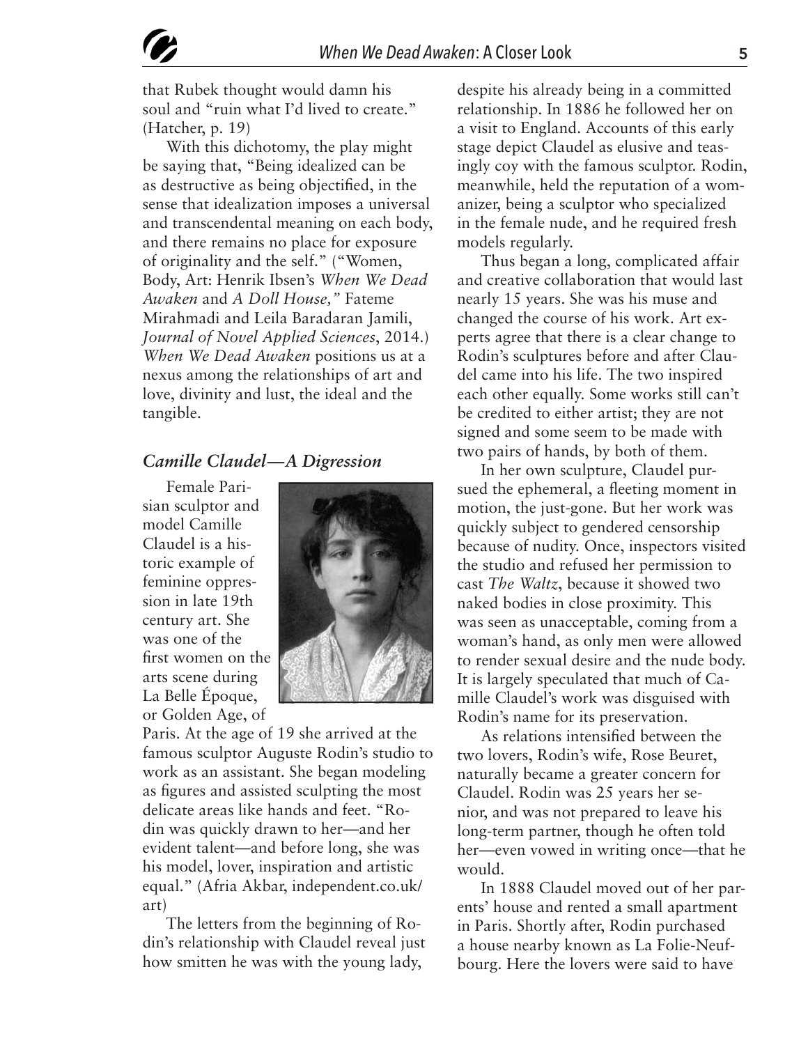that Rubek thought would damn his soul and "ruin what I'd lived to create." (Hatcher, p. 19)

With this dichotomy, the play might be saying that, "Being idealized can be as destructive as being objectified, in the sense that idealization imposes a universal and transcendental meaning on each body, and there remains no place for exposure of originality and the self." ("Women, Body, Art: Henrik Ibsen's *When We Dead Awaken* and *A Doll House,*" Fateme Mirahmadi and Leila Baradaran Jamili, *Journal of Novel Applied Sciences*, 2014.) *When We Dead Awaken* positions us at a nexus among the relationships of art and love, divinity and lust, the ideal and the tangible.

### *Camille Claudel—A Digression*

Female Parisian sculptor and model Camille Claudel is a historic example of feminine oppression in late 19th century art. She was one of the first women on the arts scene during La Belle Époque, or Golden Age, of Paris. At the age of 19 she arrived at the famous sculptor Auguste Rodin's studio to work as an assistant. She began modeling as figures and assisted sculpting the most delicate areas like hands and feet. "Rodin was quickly drawn to her—and her evident talent—and before long, she was his model, lover, inspiration and artistic equal." (Afria Akbar, independent.co.uk/art)

The letters from the beginning of Rodin's relationship with Claudel reveal just how smitten he was with the young lady, despite his already being in a committed relationship. In 1886 he followed her on a visit to England. Accounts of this early stage depict Claudel as elusive and teasingly coy with the famous sculptor. Rodin, meanwhile, held the reputation of a womanizer, being a sculptor who specialized in the female nude, and he required fresh models regularly.

Thus began a long, complicated affair and creative collaboration that would last nearly 15 years. She was his muse and changed the course of his work. Art experts agree that there is a clear change to Rodin's sculptures before and after Claudel came into his life. The two inspired each other equally. Some works still can't be credited to either artist; they are not signed and some seem to be made with two pairs of hands, by both of them.

In her own sculpture, Claudel pursued the ephemeral, a fleeting moment in motion, the just-gone. But her work was quickly subject to gendered censorship because of nudity. Once, inspectors visited the studio and refused her permission to cast *The Waltz*, because it showed two naked bodies in close proximity. This was seen as unacceptable, coming from a woman's hand, as only men were allowed to render sexual desire and the nude body. It is largely speculated that much of Camille Claudel's work was disguised with Rodin's name for its preservation.

As relations intensified between the two lovers, Rodin's wife, Rose Beuret, naturally became a greater concern for Claudel. Rodin was 25 years her senior, and was not prepared to leave his long-term partner, though he often told her—even vowed in writing once—that he would.

In 1888 Claudel moved out of her parents' house and rented a small apartment in Paris. Shortly after, Rodin purchased a house nearby known as La Folie-Neufbourg. Here the lovers were said to have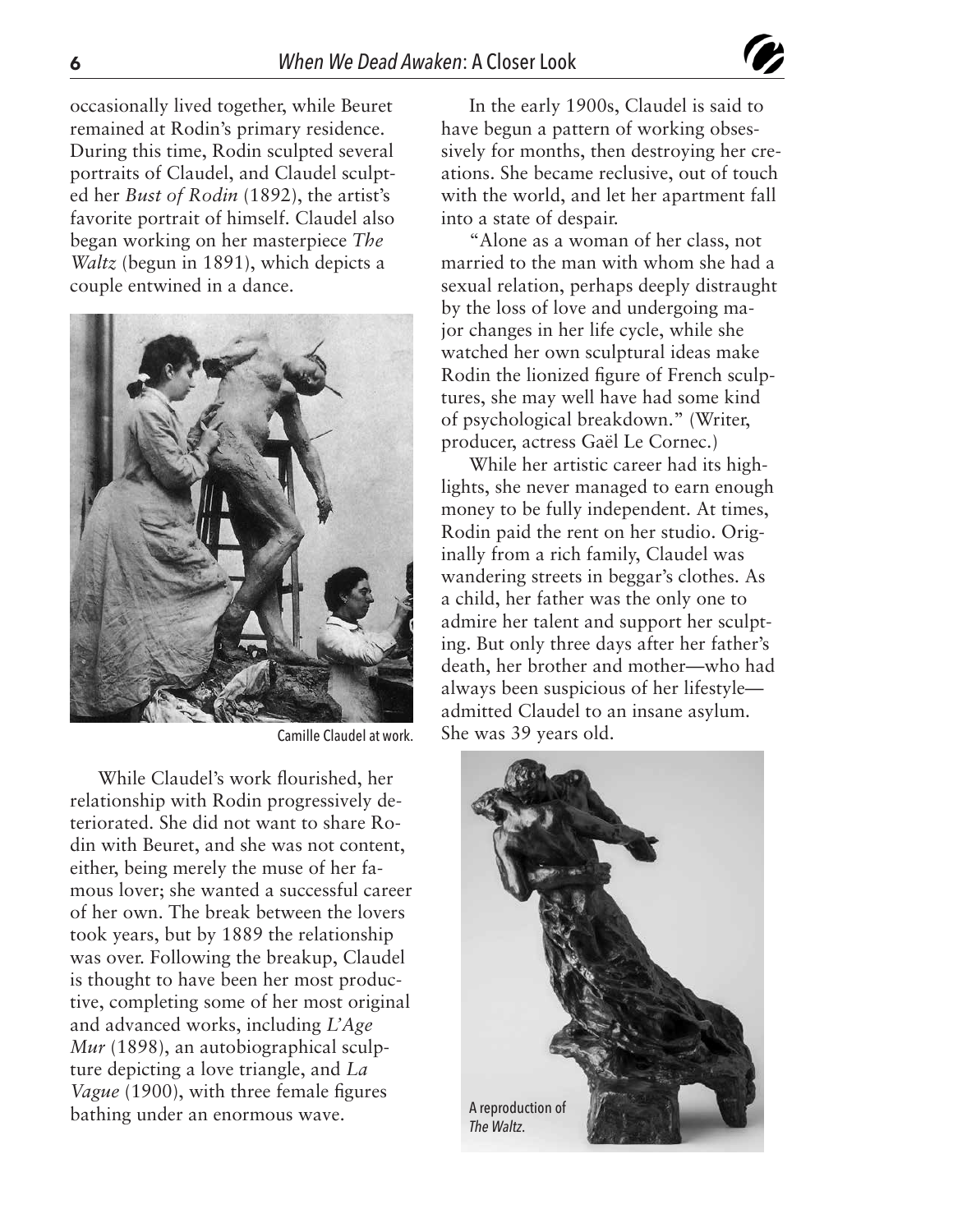occasionally lived together, while Beuret remained at Rodin's primary residence. During this time, Rodin sculpted several portraits of Claudel, and Claudel sculpted her *Bust of Rodin* (1892), the artist's favorite portrait of himself. Claudel also began working on her masterpiece *The Waltz* (begun in 1891), which depicts a couple entwined in a dance.

Camille Claudel at work.

While Claudel's work flourished, her relationship with Rodin progressively deteriorated. She did not want to share Rodin with Beuret, and she was not content, either, being merely the muse of her famous lover; she wanted a successful career of her own. The break between the lovers took years, but by 1889 the relationship was over. Following the breakup, Claudel is thought to have been her most productive, completing some of her most original and advanced works, including *L'Age Mur* (1898), an autobiographical sculpture depicting a love triangle, and *La Vague* (1900), with three female figures bathing under an enormous wave.

In the early 1900s, Claudel is said to have begun a pattern of working obsessively for months, then destroying her creations. She became reclusive, out of touch with the world, and let her apartment fall into a state of despair.

"Alone as a woman of her class, not married to the man with whom she had a sexual relation, perhaps deeply distraught by the loss of love and undergoing major changes in her life cycle, while she watched her own sculptural ideas make Rodin the lionized figure of French sculptures, she may well have had some kind of psychological breakdown." (Writer, producer, actress Gaël Le Cornec.)

While her artistic career had its highlights, she never managed to earn enough money to be fully independent. At times, Rodin paid the rent on her studio. Originally from a rich family, Claudel was wandering streets in beggar's clothes. As a child, her father was the only one to admire her talent and support her sculpting. But only three days after her father's death, her brother and mother—who had always been suspicious of her lifestyle—admitted Claudel to an insane asylum. She was 39 years old.

A reproduction of *The Waltz*.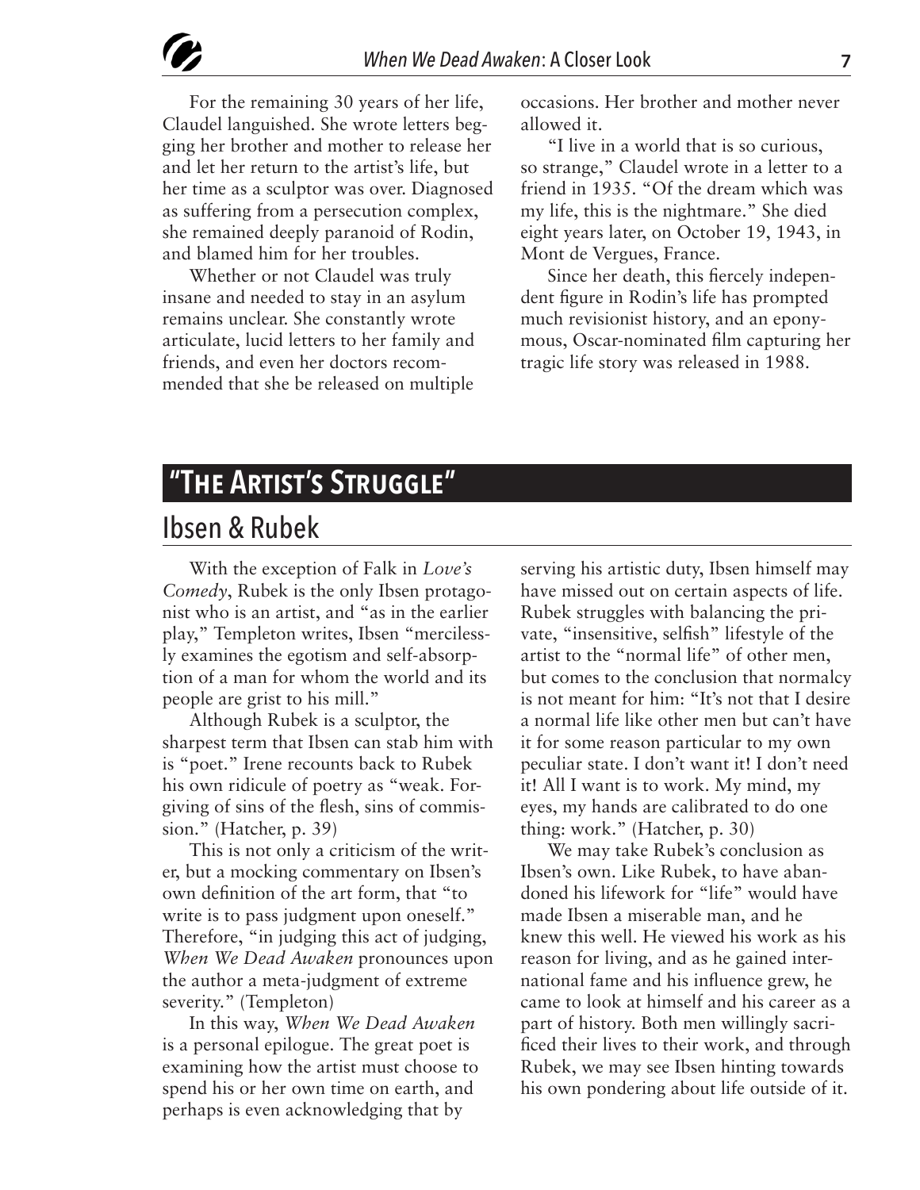For the remaining 30 years of her life, Claudel languished. She wrote letters begging her brother and mother to release her and let her return to the artist's life, but her time as a sculptor was over. Diagnosed as suffering from a persecution complex, she remained deeply paranoid of Rodin, and blamed him for her troubles.

Whether or not Claudel was truly insane and needed to stay in an asylum remains unclear. She constantly wrote articulate, lucid letters to her family and friends, and even her doctors recommended that she be released on multiple occasions. Her brother and mother never allowed it.

"I live in a world that is so curious, so strange," Claudel wrote in a letter to a friend in 1935. "Of the dream which was my life, this is the nightmare." She died eight years later, on October 19, 1943, in Mont de Vergues, France.

Since her death, this fiercely independent figure in Rodin's life has prompted much revisionist history, and an eponymous, Oscar-nominated film capturing her tragic life story was released in 1988.

# "The Artist's Struggle"

## Ibsen & Rubek

With the exception of Falk in *Love's Comedy*, Rubek is the only Ibsen protagonist who is an artist, and "as in the earlier play," Templeton writes, Ibsen "mercilessly examines the egotism and self-absorption of a man for whom the world and its people are grist to his mill."

Although Rubek is a sculptor, the sharpest term that Ibsen can stab him with is "poet." Irene recounts back to Rubek his own ridicule of poetry as "weak. Forgiving of sins of the flesh, sins of commission." (Hatcher, p. 39)

This is not only a criticism of the writer, but a mocking commentary on Ibsen's own definition of the art form, that "to write is to pass judgment upon oneself." Therefore, "in judging this act of judging, *When We Dead Awaken* pronounces upon the author a meta-judgment of extreme severity." (Templeton)

In this way, *When We Dead Awaken* is a personal epilogue. The great poet is examining how the artist must choose to spend his or her own time on earth, and perhaps is even acknowledging that by serving his artistic duty, Ibsen himself may have missed out on certain aspects of life. Rubek struggles with balancing the private, "insensitive, selfish" lifestyle of the artist to the "normal life" of other men, but comes to the conclusion that normalcy is not meant for him: "It's not that I desire a normal life like other men but can't have it for some reason particular to my own peculiar state. I don't want it! I don't need it! All I want is to work. My mind, my eyes, my hands are calibrated to do one thing: work." (Hatcher, p. 30)

We may take Rubek's conclusion as Ibsen's own. Like Rubek, to have abandoned his lifework for "life" would have made Ibsen a miserable man, and he knew this well. He viewed his work as his reason for living, and as he gained international fame and his influence grew, he came to look at himself and his career as a part of history. Both men willingly sacrificed their lives to their work, and through Rubek, we may see Ibsen hinting towards his own pondering about life outside of it.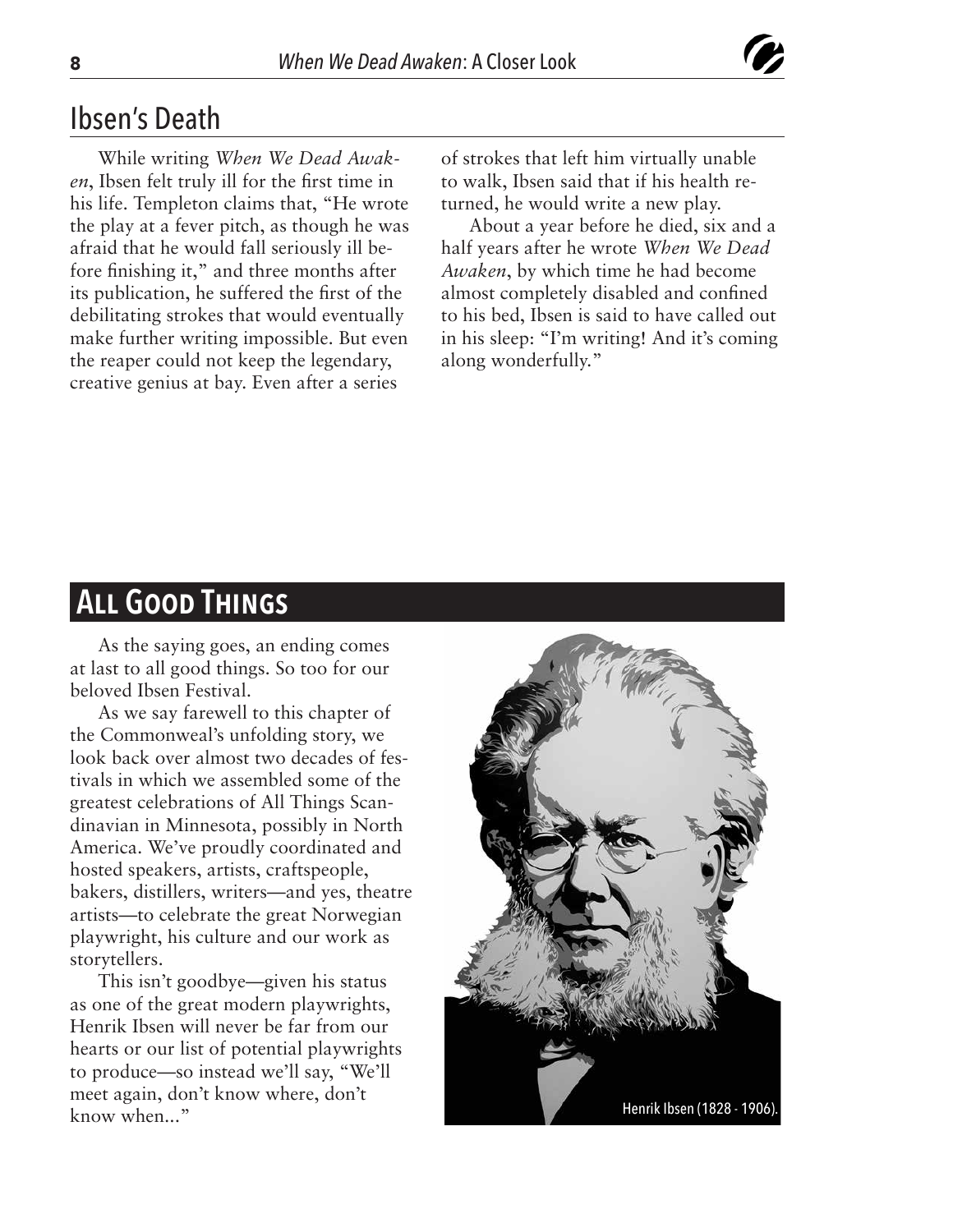## Ibsen's Death

While writing *When We Dead Awaken*, Ibsen felt truly ill for the first time in his life. Templeton claims that, "He wrote the play at a fever pitch, as though he was afraid that he would fall seriously ill before finishing it," and three months after its publication, he suffered the first of the debilitating strokes that would eventually make further writing impossible. But even the reaper could not keep the legendary, creative genius at bay. Even after a series of strokes that left him virtually unable to walk, Ibsen said that if his health returned, he would write a new play.

About a year before he died, six and a half years after he wrote *When We Dead Awaken*, by which time he had become almost completely disabled and confined to his bed, Ibsen is said to have called out in his sleep: "I'm writing! And it's coming along wonderfully."

## All Good Things

As the saying goes, an ending comes at last to all good things. So too for our beloved Ibsen Festival.

As we say farewell to this chapter of the Commonweal's unfolding story, we look back over almost two decades of festivals in which we assembled some of the greatest celebrations of All Things Scandinavian in Minnesota, possibly in North America. We've proudly coordinated and hosted speakers, artists, craftspeople, bakers, distillers, writers—and yes, theatre artists—to celebrate the great Norwegian playwright, his culture and our work as storytellers.

This isn't goodbye—given his status as one of the great modern playwrights, Henrik Ibsen will never be far from our hearts or our list of potential playwrights to produce—so instead we'll say, "We'll meet again, don't know where, don't know when..."

Henrik Ibsen (1828 - 1906).